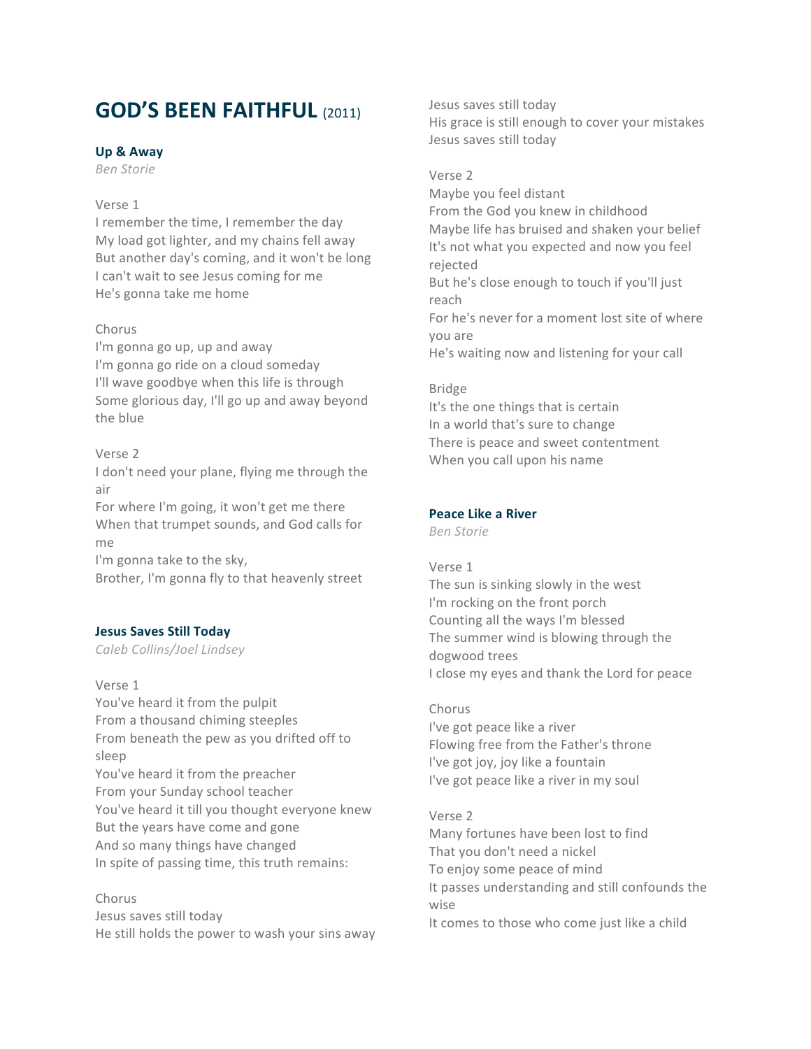# GOD'S BEEN FAITHFUL (2011)

### Up & Away

*Ben Storie*

Verse 1
I remember the time, I remember the day
My load got lighter, and my chains fell away
But another day's coming, and it won't be long
I can't wait to see Jesus coming for me
He's gonna take me home

Chorus
I'm gonna go up, up and away
I'm gonna go ride on a cloud someday
I'll wave goodbye when this life is through
Some glorious day, I'll go up and away beyond the blue

Verse 2
I don't need your plane, flying me through the air
For where I'm going, it won't get me there
When that trumpet sounds, and God calls for me
I'm gonna take to the sky,
Brother, I'm gonna fly to that heavenly street

### Jesus Saves Still Today

*Caleb Collins/Joel Lindsey*

Verse 1
You've heard it from the pulpit
From a thousand chiming steeples
From beneath the pew as you drifted off to sleep
You've heard it from the preacher
From your Sunday school teacher
You've heard it till you thought everyone knew
But the years have come and gone
And so many things have changed
In spite of passing time, this truth remains:

Chorus
Jesus saves still today
He still holds the power to wash your sins away
Jesus saves still today
His grace is still enough to cover your mistakes
Jesus saves still today

Verse 2
Maybe you feel distant
From the God you knew in childhood
Maybe life has bruised and shaken your belief
It's not what you expected and now you feel rejected
But he's close enough to touch if you'll just reach
For he's never for a moment lost site of where you are
He's waiting now and listening for your call

Bridge
It's the one things that is certain
In a world that's sure to change
There is peace and sweet contentment
When you call upon his name

### Peace Like a River

*Ben Storie*

Verse 1
The sun is sinking slowly in the west
I'm rocking on the front porch
Counting all the ways I'm blessed
The summer wind is blowing through the dogwood trees
I close my eyes and thank the Lord for peace

Chorus
I've got peace like a river
Flowing free from the Father's throne
I've got joy, joy like a fountain
I've got peace like a river in my soul

Verse 2
Many fortunes have been lost to find
That you don't need a nickel
To enjoy some peace of mind
It passes understanding and still confounds the wise
It comes to those who come just like a child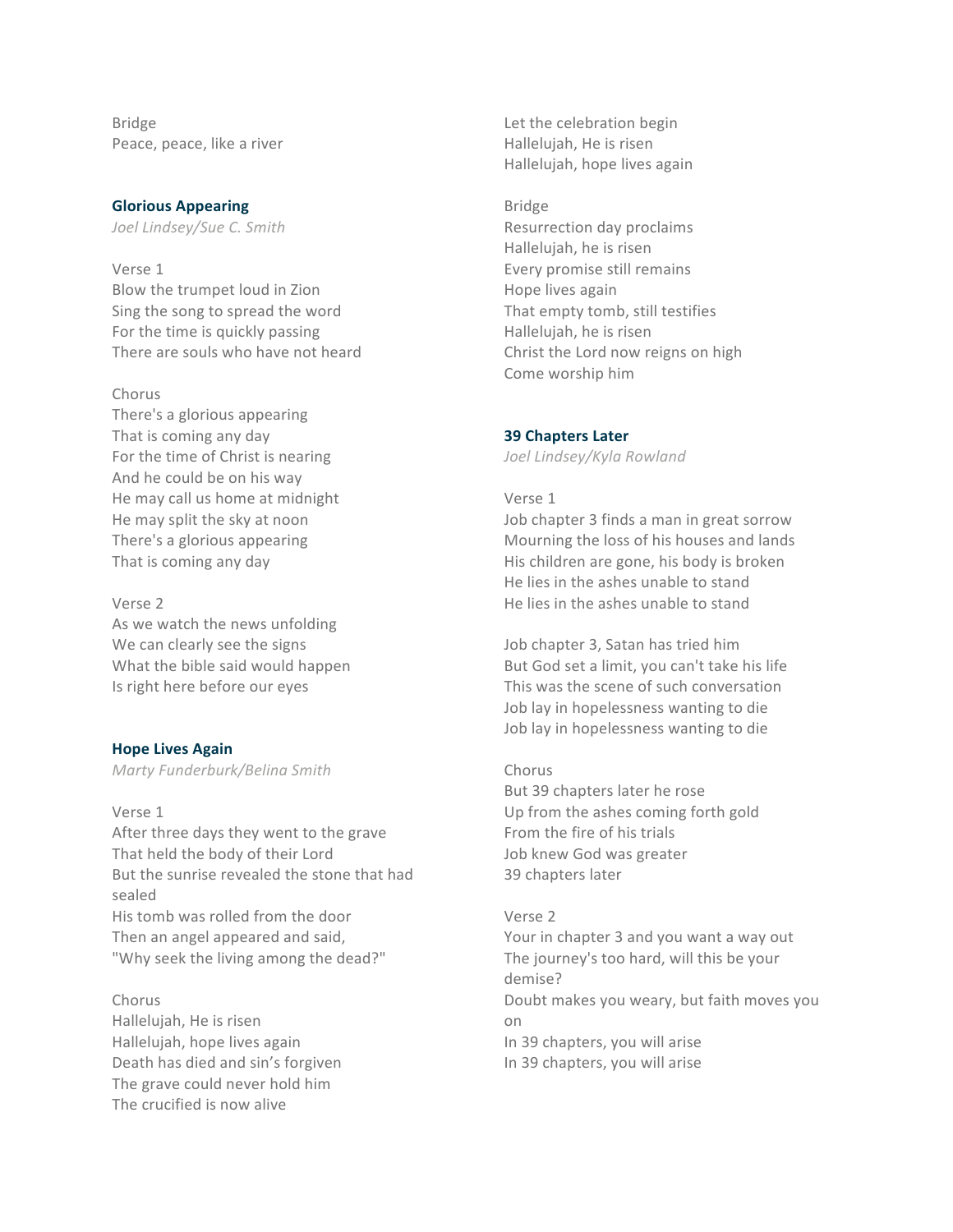Bridge
Peace, peace, like a river

### Glorious Appearing

*Joel Lindsey/Sue C. Smith*

Verse 1
Blow the trumpet loud in Zion
Sing the song to spread the word
For the time is quickly passing
There are souls who have not heard

Chorus
There's a glorious appearing
That is coming any day
For the time of Christ is nearing
And he could be on his way
He may call us home at midnight
He may split the sky at noon
There's a glorious appearing
That is coming any day

Verse 2
As we watch the news unfolding
We can clearly see the signs
What the bible said would happen
Is right here before our eyes

### Hope Lives Again

*Marty Funderburk/Belina Smith*

Verse 1
After three days they went to the grave
That held the body of their Lord
But the sunrise revealed the stone that had sealed
His tomb was rolled from the door
Then an angel appeared and said,
"Why seek the living among the dead?"

Chorus
Hallelujah, He is risen
Hallelujah, hope lives again
Death has died and sin's forgiven
The grave could never hold him
The crucified is now alive
Let the celebration begin
Hallelujah, He is risen
Hallelujah, hope lives again

Bridge
Resurrection day proclaims
Hallelujah, he is risen
Every promise still remains
Hope lives again
That empty tomb, still testifies
Hallelujah, he is risen
Christ the Lord now reigns on high
Come worship him

### 39 Chapters Later

*Joel Lindsey/Kyla Rowland*

Verse 1
Job chapter 3 finds a man in great sorrow
Mourning the loss of his houses and lands
His children are gone, his body is broken
He lies in the ashes unable to stand
He lies in the ashes unable to stand

Job chapter 3, Satan has tried him
But God set a limit, you can't take his life
This was the scene of such conversation
Job lay in hopelessness wanting to die
Job lay in hopelessness wanting to die

Chorus
But 39 chapters later he rose
Up from the ashes coming forth gold
From the fire of his trials
Job knew God was greater
39 chapters later

Verse 2
Your in chapter 3 and you want a way out
The journey's too hard, will this be your demise?
Doubt makes you weary, but faith moves you on
In 39 chapters, you will arise
In 39 chapters, you will arise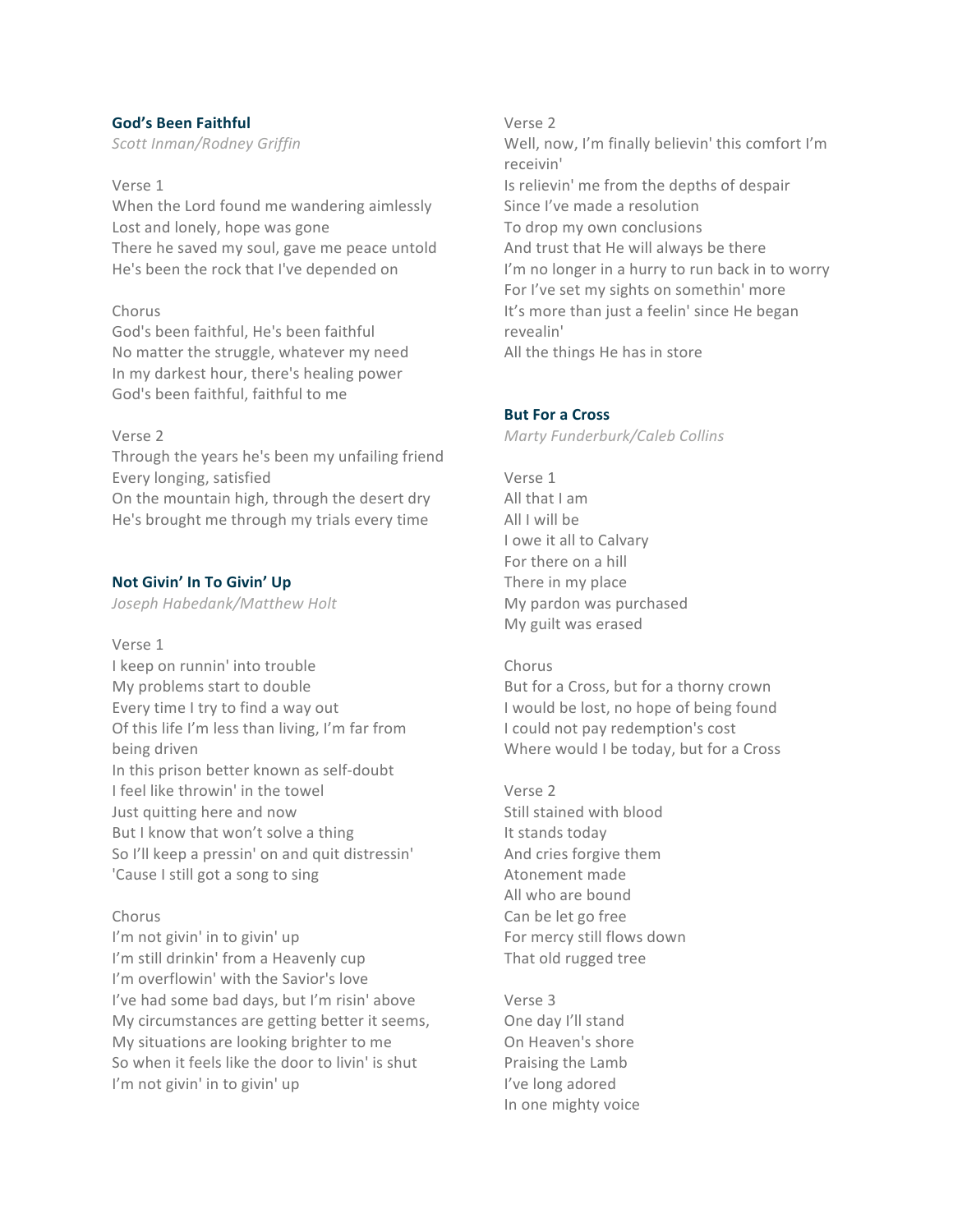### God's Been Faithful

*Scott Inman/Rodney Griffin*

Verse 1
When the Lord found me wandering aimlessly
Lost and lonely, hope was gone
There he saved my soul, gave me peace untold
He's been the rock that I've depended on

Chorus
God's been faithful, He's been faithful
No matter the struggle, whatever my need
In my darkest hour, there's healing power
God's been faithful, faithful to me

Verse 2
Through the years he's been my unfailing friend
Every longing, satisfied
On the mountain high, through the desert dry
He's brought me through my trials every time

### Not Givin' In To Givin' Up

*Joseph Habedank/Matthew Holt*

Verse 1
I keep on runnin' into trouble
My problems start to double
Every time I try to find a way out
Of this life I'm less than living, I'm far from being driven
In this prison better known as self-doubt
I feel like throwin' in the towel
Just quitting here and now
But I know that won't solve a thing
So I'll keep a pressin' on and quit distressin'
'Cause I still got a song to sing

Chorus
I'm not givin' in to givin' up
I'm still drinkin' from a Heavenly cup
I'm overflowin' with the Savior's love
I've had some bad days, but I'm risin' above
My circumstances are getting better it seems,
My situations are looking brighter to me
So when it feels like the door to livin' is shut
I'm not givin' in to givin' up

Verse 2
Well, now, I'm finally believin' this comfort I'm receivin'
Is relievin' me from the depths of despair
Since I've made a resolution
To drop my own conclusions
And trust that He will always be there
I'm no longer in a hurry to run back in to worry
For I've set my sights on somethin' more
It's more than just a feelin' since He began revealin'
All the things He has in store

### But For a Cross

*Marty Funderburk/Caleb Collins*

Verse 1
All that I am
All I will be
I owe it all to Calvary
For there on a hill
There in my place
My pardon was purchased
My guilt was erased

Chorus
But for a Cross, but for a thorny crown
I would be lost, no hope of being found
I could not pay redemption's cost
Where would I be today, but for a Cross

Verse 2
Still stained with blood
It stands today
And cries forgive them
Atonement made
All who are bound
Can be let go free
For mercy still flows down
That old rugged tree

Verse 3
One day I'll stand
On Heaven's shore
Praising the Lamb
I've long adored
In one mighty voice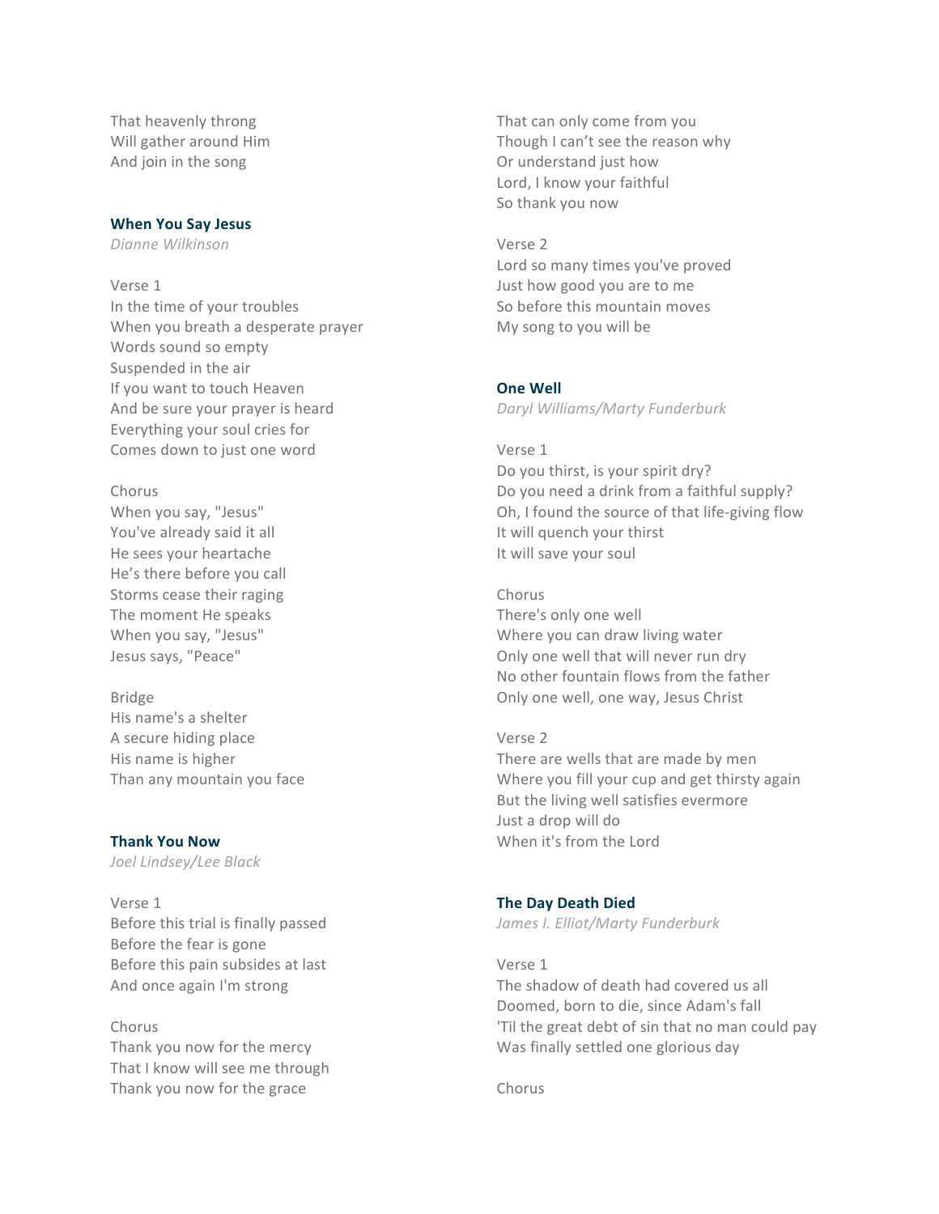That heavenly throng
Will gather around Him
And join in the song

### When You Say Jesus

*Dianne Wilkinson*

Verse 1
In the time of your troubles
When you breath a desperate prayer
Words sound so empty
Suspended in the air
If you want to touch Heaven
And be sure your prayer is heard
Everything your soul cries for
Comes down to just one word

Chorus
When you say, "Jesus"
You've already said it all
He sees your heartache
He's there before you call
Storms cease their raging
The moment He speaks
When you say, "Jesus"
Jesus says, "Peace"

Bridge
His name's a shelter
A secure hiding place
His name is higher
Than any mountain you face

### Thank You Now

*Joel Lindsey/Lee Black*

Verse 1
Before this trial is finally passed
Before the fear is gone
Before this pain subsides at last
And once again I'm strong

Chorus
Thank you now for the mercy
That I know will see me through
Thank you now for the grace
That can only come from you
Though I can't see the reason why
Or understand just how
Lord, I know your faithful
So thank you now

Verse 2
Lord so many times you've proved
Just how good you are to me
So before this mountain moves
My song to you will be

### One Well

*Daryl Williams/Marty Funderburk*

Verse 1
Do you thirst, is your spirit dry?
Do you need a drink from a faithful supply?
Oh, I found the source of that life-giving flow
It will quench your thirst
It will save your soul

Chorus
There's only one well
Where you can draw living water
Only one well that will never run dry
No other fountain flows from the father
Only one well, one way, Jesus Christ

Verse 2
There are wells that are made by men
Where you fill your cup and get thirsty again
But the living well satisfies evermore
Just a drop will do
When it's from the Lord

### The Day Death Died

*James I. Elliot/Marty Funderburk*

Verse 1
The shadow of death had covered us all
Doomed, born to die, since Adam's fall
'Til the great debt of sin that no man could pay
Was finally settled one glorious day

Chorus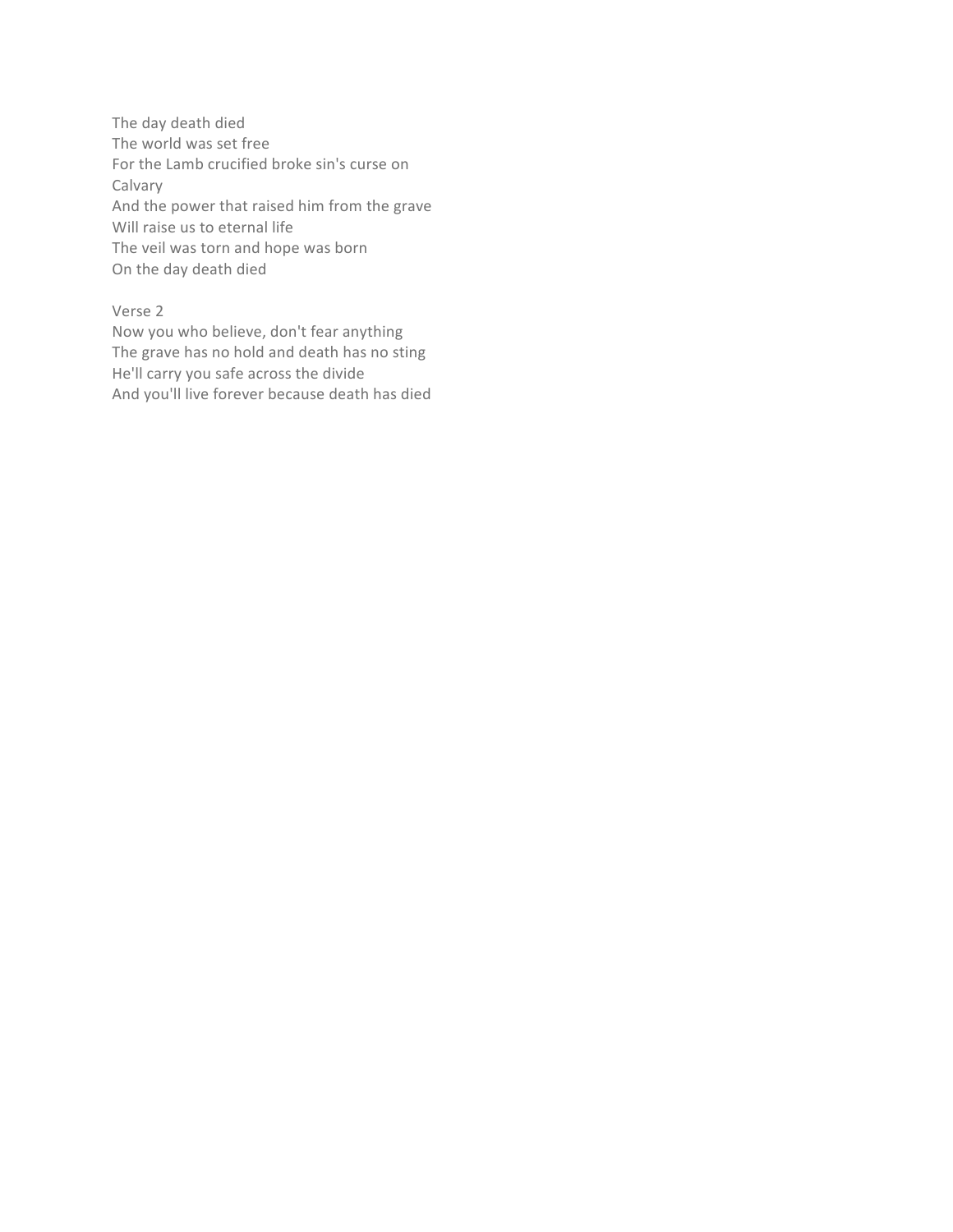The day death died
The world was set free
For the Lamb crucified broke sin's curse on Calvary
And the power that raised him from the grave
Will raise us to eternal life
The veil was torn and hope was born
On the day death died

Verse 2
Now you who believe, don't fear anything
The grave has no hold and death has no sting
He'll carry you safe across the divide
And you'll live forever because death has died